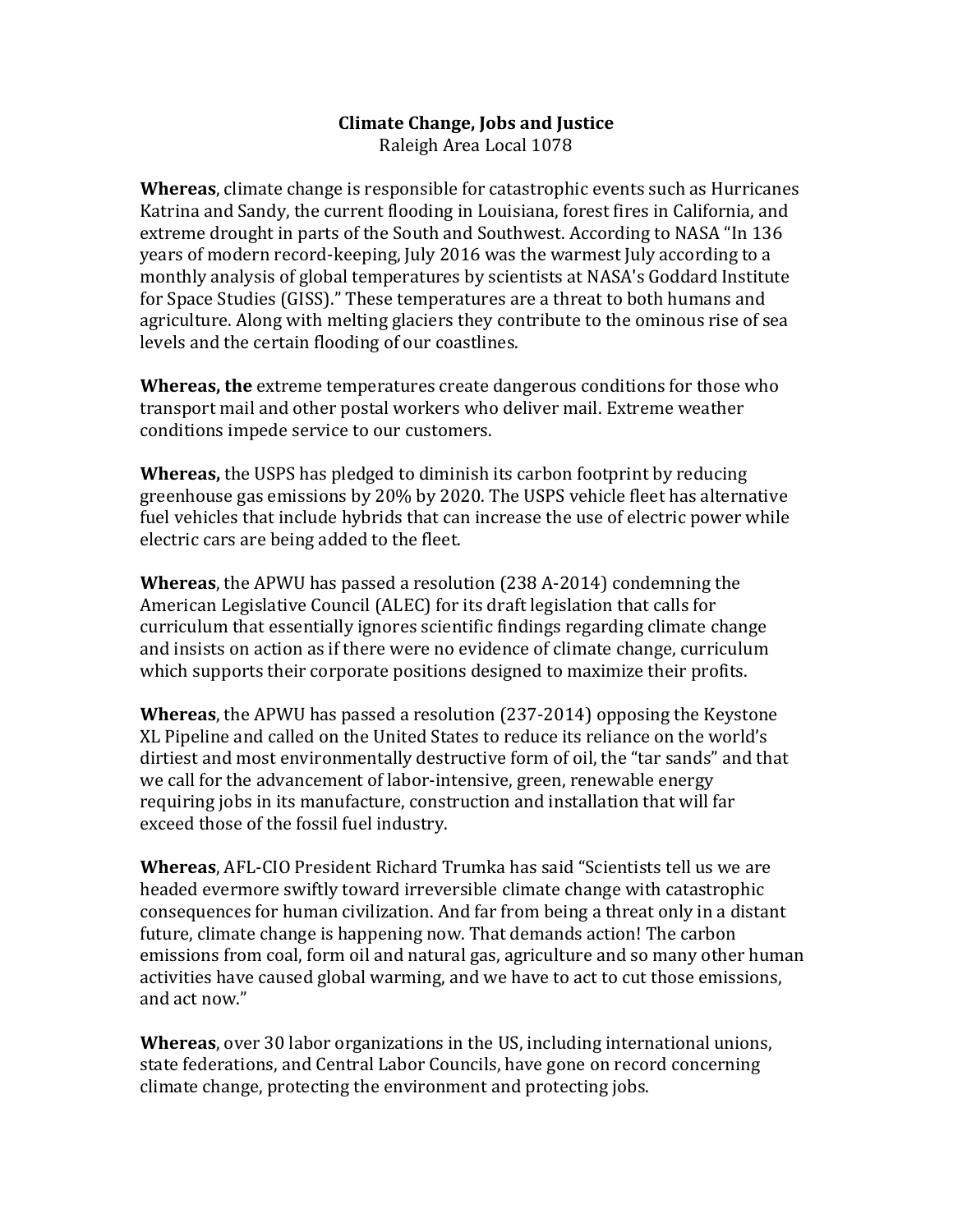**Climate Change, Jobs and Justice**
Raleigh Area Local 1078

**Whereas**, climate change is responsible for catastrophic events such as Hurricanes Katrina and Sandy, the current flooding in Louisiana, forest fires in California, and extreme drought in parts of the South and Southwest. According to NASA "In 136 years of modern record-keeping, July 2016 was the warmest July according to a monthly analysis of global temperatures by scientists at NASA's Goddard Institute for Space Studies (GISS)." These temperatures are a threat to both humans and agriculture. Along with melting glaciers they contribute to the ominous rise of sea levels and the certain flooding of our coastlines.

**Whereas, the** extreme temperatures create dangerous conditions for those who transport mail and other postal workers who deliver mail. Extreme weather conditions impede service to our customers.

**Whereas,** the USPS has pledged to diminish its carbon footprint by reducing greenhouse gas emissions by 20% by 2020. The USPS vehicle fleet has alternative fuel vehicles that include hybrids that can increase the use of electric power while electric cars are being added to the fleet.

**Whereas**, the APWU has passed a resolution (238 A-2014) condemning the American Legislative Council (ALEC) for its draft legislation that calls for curriculum that essentially ignores scientific findings regarding climate change and insists on action as if there were no evidence of climate change, curriculum which supports their corporate positions designed to maximize their profits.

**Whereas**, the APWU has passed a resolution (237-2014) opposing the Keystone XL Pipeline and called on the United States to reduce its reliance on the world's dirtiest and most environmentally destructive form of oil, the "tar sands" and that we call for the advancement of labor-intensive, green, renewable energy requiring jobs in its manufacture, construction and installation that will far exceed those of the fossil fuel industry.

**Whereas**, AFL-CIO President Richard Trumka has said "Scientists tell us we are headed evermore swiftly toward irreversible climate change with catastrophic consequences for human civilization. And far from being a threat only in a distant future, climate change is happening now. That demands action! The carbon emissions from coal, form oil and natural gas, agriculture and so many other human activities have caused global warming, and we have to act to cut those emissions, and act now."

**Whereas**, over 30 labor organizations in the US, including international unions, state federations, and Central Labor Councils, have gone on record concerning climate change, protecting the environment and protecting jobs.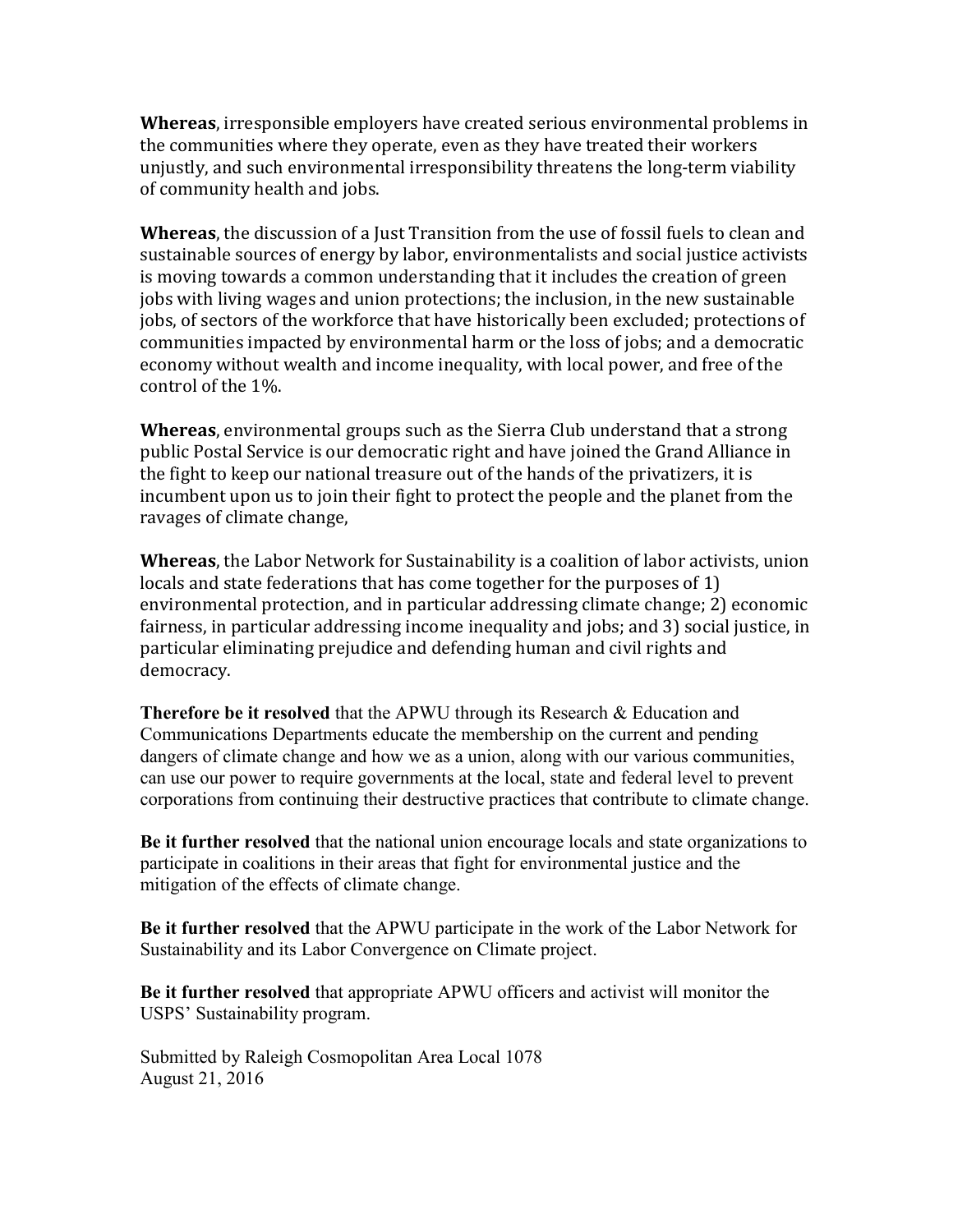**Whereas**, irresponsible employers have created serious environmental problems in the communities where they operate, even as they have treated their workers unjustly, and such environmental irresponsibility threatens the long-term viability of community health and jobs.

**Whereas**, the discussion of a Just Transition from the use of fossil fuels to clean and sustainable sources of energy by labor, environmentalists and social justice activists is moving towards a common understanding that it includes the creation of green jobs with living wages and union protections; the inclusion, in the new sustainable jobs, of sectors of the workforce that have historically been excluded; protections of communities impacted by environmental harm or the loss of jobs; and a democratic economy without wealth and income inequality, with local power, and free of the control of the 1%.

**Whereas**, environmental groups such as the Sierra Club understand that a strong public Postal Service is our democratic right and have joined the Grand Alliance in the fight to keep our national treasure out of the hands of the privatizers, it is incumbent upon us to join their fight to protect the people and the planet from the ravages of climate change,

**Whereas**, the Labor Network for Sustainability is a coalition of labor activists, union locals and state federations that has come together for the purposes of 1) environmental protection, and in particular addressing climate change; 2) economic fairness, in particular addressing income inequality and jobs; and 3) social justice, in particular eliminating prejudice and defending human and civil rights and democracy.

**Therefore be it resolved** that the APWU through its Research & Education and Communications Departments educate the membership on the current and pending dangers of climate change and how we as a union, along with our various communities, can use our power to require governments at the local, state and federal level to prevent corporations from continuing their destructive practices that contribute to climate change.

**Be it further resolved** that the national union encourage locals and state organizations to participate in coalitions in their areas that fight for environmental justice and the mitigation of the effects of climate change.

**Be it further resolved** that the APWU participate in the work of the Labor Network for Sustainability and its Labor Convergence on Climate project.

**Be it further resolved** that appropriate APWU officers and activist will monitor the USPS' Sustainability program.

Submitted by Raleigh Cosmopolitan Area Local 1078
August 21, 2016